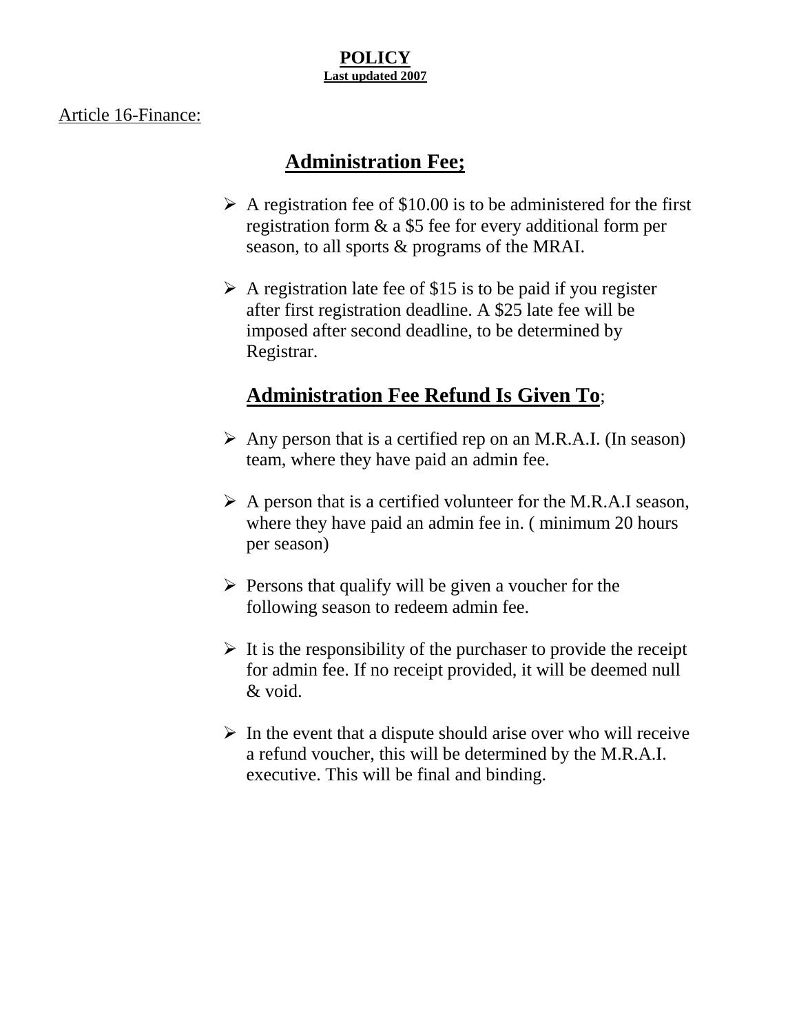# POLICY

**Last updated 2007**

Article 16-Finance:

## Administration Fee;

- A registration fee of $10.00 is to be administered for the first registration form & a $5 fee for every additional form per season, to all sports & programs of the MRAI.
- A registration late fee of $15 is to be paid if you register after first registration deadline. A $25 late fee will be imposed after second deadline, to be determined by Registrar.

## Administration Fee Refund Is Given To;

- Any person that is a certified rep on an M.R.A.I. (In season) team, where they have paid an admin fee.
- A person that is a certified volunteer for the M.R.A.I season, where they have paid an admin fee in. ( minimum 20 hours per season)
- Persons that qualify will be given a voucher for the following season to redeem admin fee.
- It is the responsibility of the purchaser to provide the receipt for admin fee. If no receipt provided, it will be deemed null & void.
- In the event that a dispute should arise over who will receive a refund voucher, this will be determined by the M.R.A.I. executive. This will be final and binding.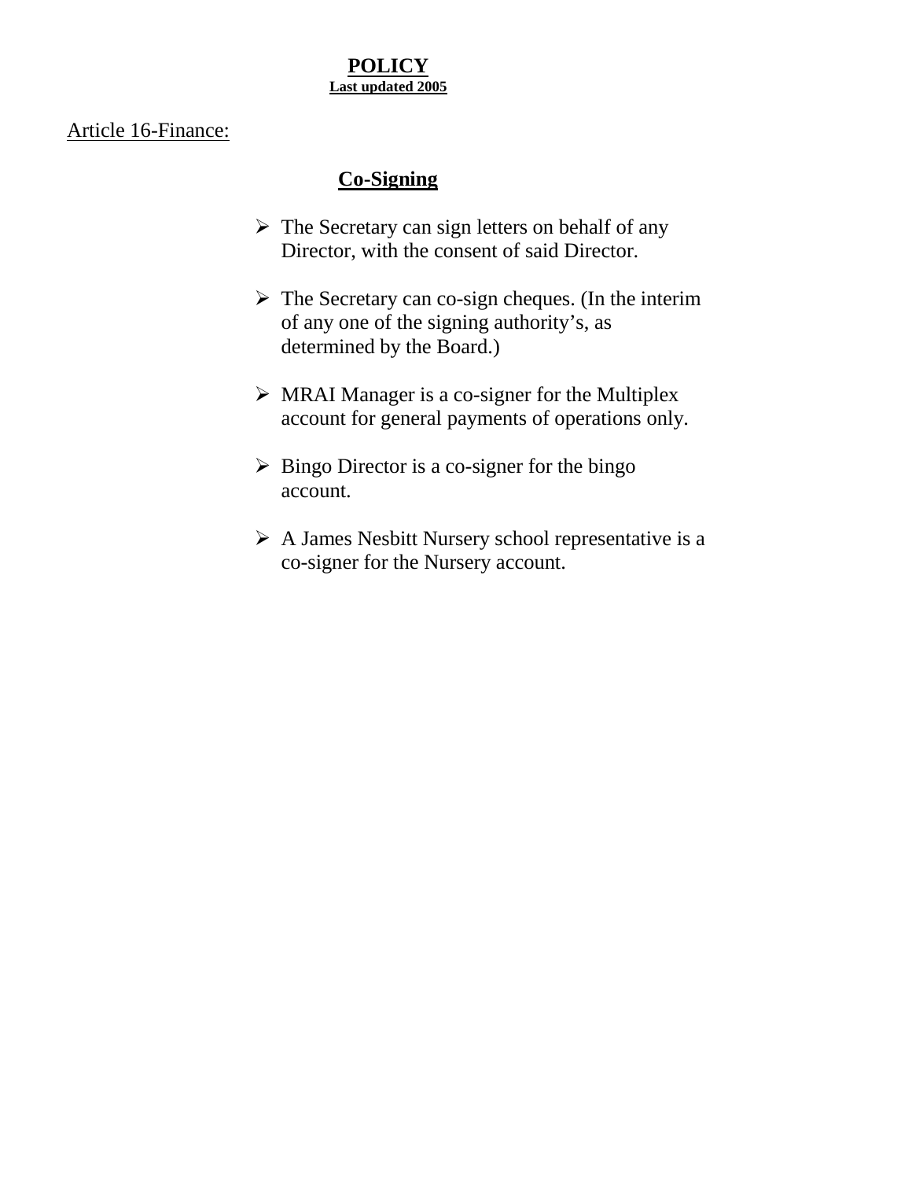# POLICY

**Last updated 2005**

Article 16-Finance:

## Co-Signing

- The Secretary can sign letters on behalf of any Director, with the consent of said Director.
- The Secretary can co-sign cheques. (In the interim of any one of the signing authority's, as determined by the Board.)
- MRAI Manager is a co-signer for the Multiplex account for general payments of operations only.
- Bingo Director is a co-signer for the bingo account.
- A James Nesbitt Nursery school representative is a co-signer for the Nursery account.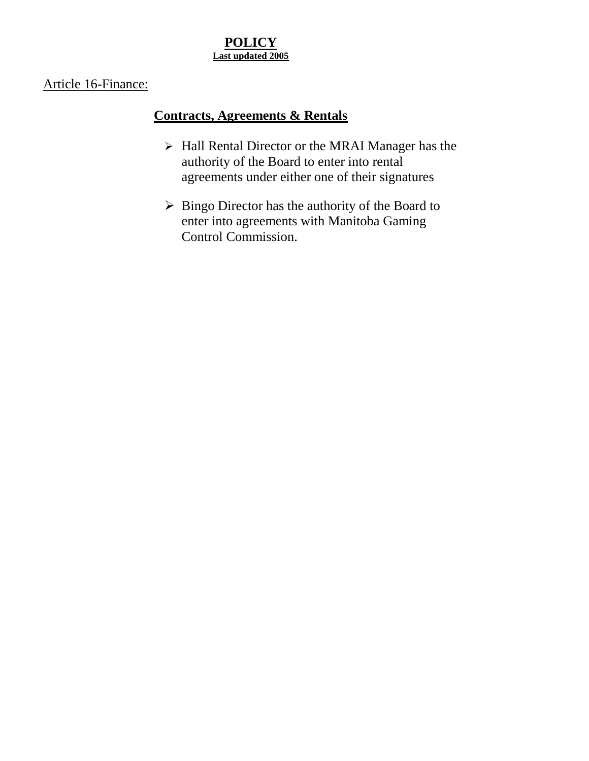# POLICY

**Last updated 2005**

Article 16-Finance:

## Contracts, Agreements & Rentals

- Hall Rental Director or the MRAI Manager has the authority of the Board to enter into rental agreements under either one of their signatures
- Bingo Director has the authority of the Board to enter into agreements with Manitoba Gaming Control Commission.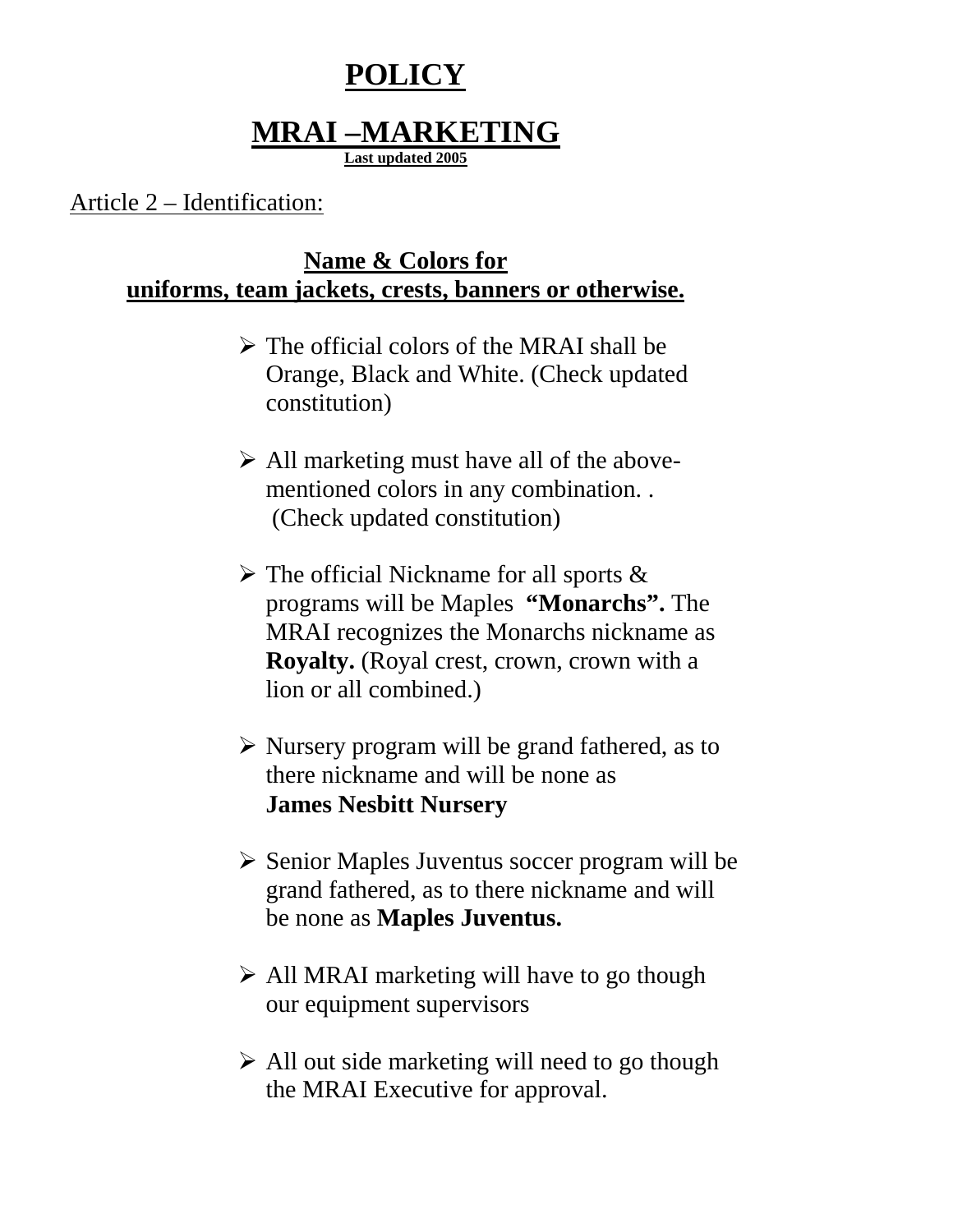# POLICY

# MRAI –MARKETING

**Last updated 2005**

Article 2 – Identification:

## Name & Colors for uniforms, team jackets, crests, banners or otherwise.

- The official colors of the MRAI shall be Orange, Black and White. (Check updated constitution)

- All marketing must have all of the above-mentioned colors in any combination. . (Check updated constitution)

- The official Nickname for all sports & programs will be Maples **"Monarchs".** The MRAI recognizes the Monarchs nickname as **Royalty.** (Royal crest, crown, crown with a lion or all combined.)

- Nursery program will be grand fathered, as to there nickname and will be none as **James Nesbitt Nursery**

- Senior Maples Juventus soccer program will be grand fathered, as to there nickname and will be none as **Maples Juventus.**

- All MRAI marketing will have to go though our equipment supervisors

- All out side marketing will need to go though the MRAI Executive for approval.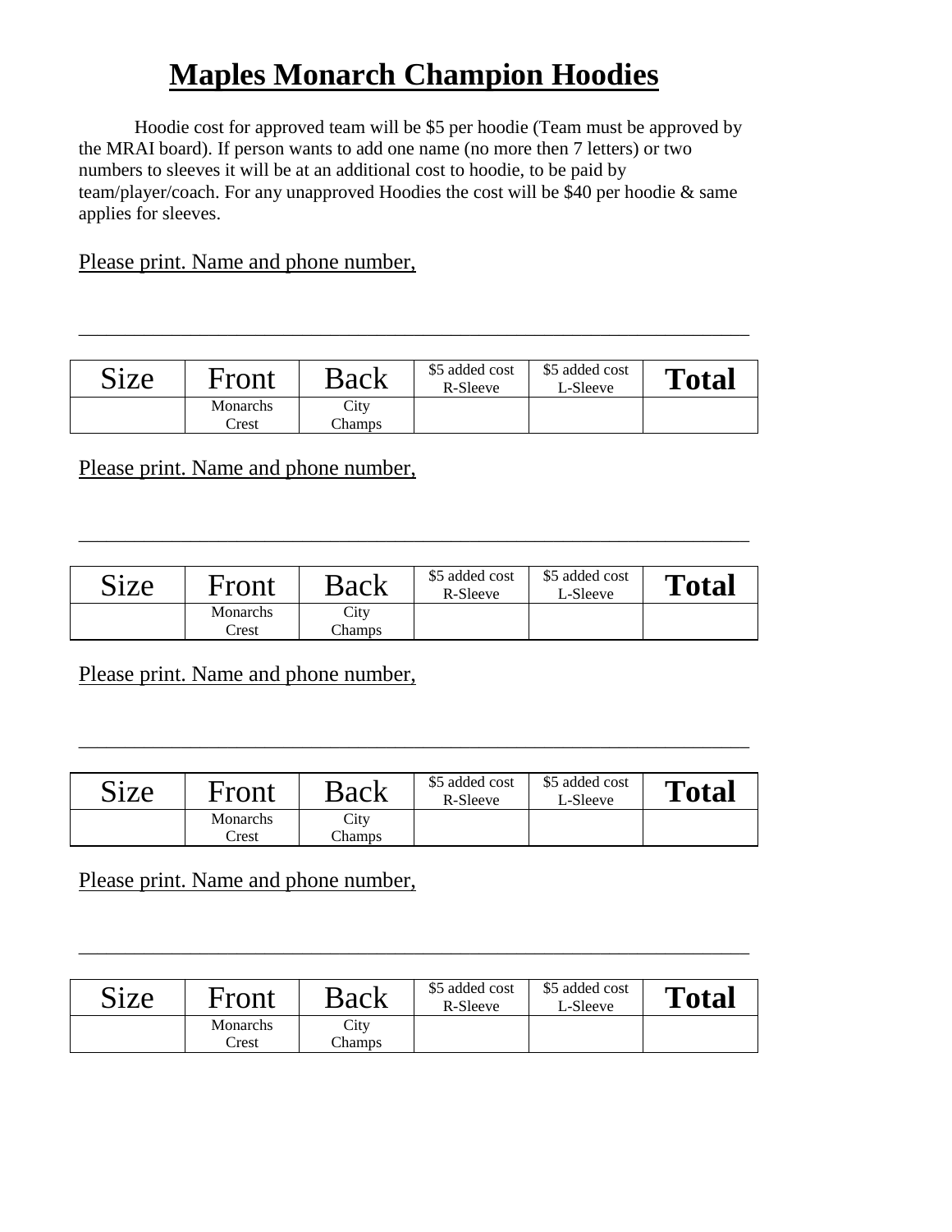# Maples Monarch Champion Hoodies

Hoodie cost for approved team will be $5 per hoodie (Team must be approved by the MRAI board). If person wants to add one name (no more then 7 letters) or two numbers to sleeves it will be at an additional cost to hoodie, to be paid by team/player/coach. For any unapproved Hoodies the cost will be $40 per hoodie & same applies for sleeves.

Please print. Name and phone number,

______________________________________________________________

| Size | Front | Back | $5 added cost R-Sleeve | $5 added cost L-Sleeve | **Total** |
|---|---|---|---|---|---|
| | Monarchs Crest | City Champs | | | |

Please print. Name and phone number,

______________________________________________________________

| Size | Front | Back | $5 added cost R-Sleeve | $5 added cost L-Sleeve | **Total** |
|---|---|---|---|---|---|
| | Monarchs Crest | City Champs | | | |

Please print. Name and phone number,

______________________________________________________________

| Size | Front | Back | $5 added cost R-Sleeve | $5 added cost L-Sleeve | **Total** |
|---|---|---|---|---|---|
| | Monarchs Crest | City Champs | | | |

Please print. Name and phone number,

______________________________________________________________

| Size | Front | Back | $5 added cost R-Sleeve | $5 added cost L-Sleeve | **Total** |
|---|---|---|---|---|---|
| | Monarchs Crest | City Champs | | | |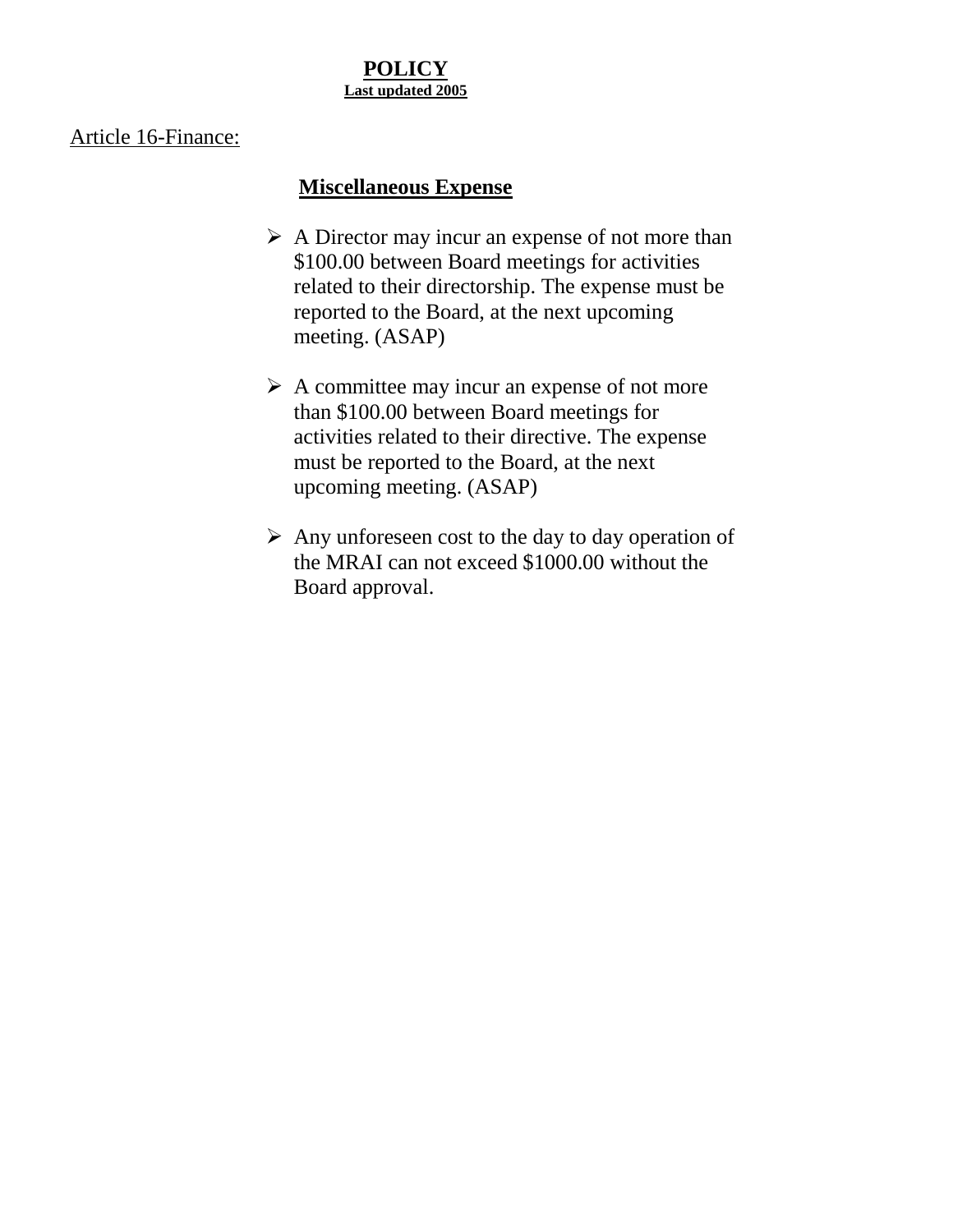# POLICY

**Last updated 2005**

Article 16-Finance:

## Miscellaneous Expense

- A Director may incur an expense of not more than $100.00 between Board meetings for activities related to their directorship. The expense must be reported to the Board, at the next upcoming meeting. (ASAP)

- A committee may incur an expense of not more than $100.00 between Board meetings for activities related to their directive. The expense must be reported to the Board, at the next upcoming meeting. (ASAP)

- Any unforeseen cost to the day to day operation of the MRAI can not exceed $1000.00 without the Board approval.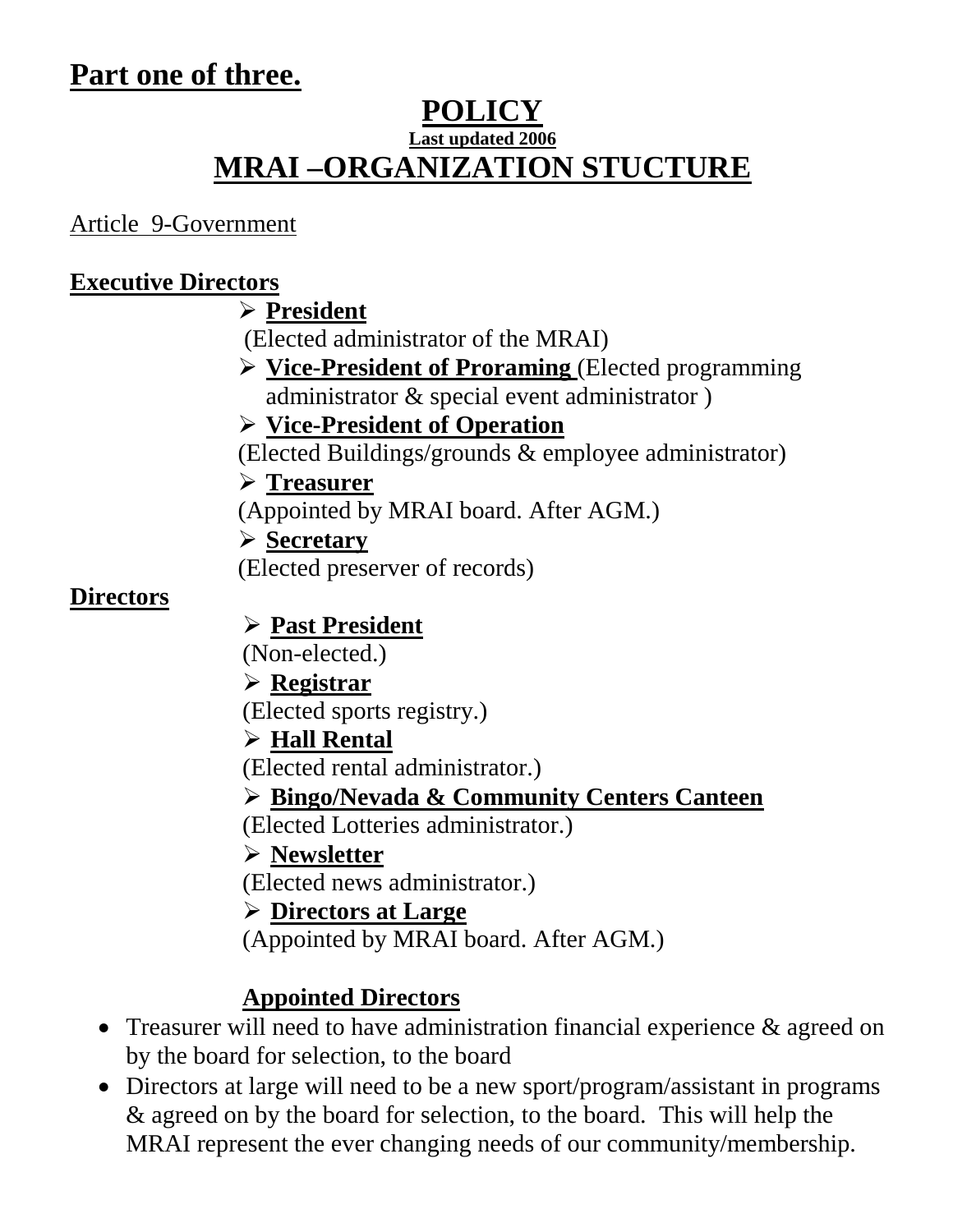# Part one of three.

## POLICY

**Last updated 2006**

## MRAI –ORGANIZATION STUCTURE

Article 9-Government

**Executive Directors**

- **President**
  (Elected administrator of the MRAI)
- **Vice-President of Proraming** (Elected programming administrator & special event administrator )
- **Vice-President of Operation**
  (Elected Buildings/grounds & employee administrator)
- **Treasurer**
  (Appointed by MRAI board. After AGM.)
- **Secretary**
  (Elected preserver of records)

**Directors**

- **Past President**
  (Non-elected.)
- **Registrar**
  (Elected sports registry.)
- **Hall Rental**
  (Elected rental administrator.)
- **Bingo/Nevada & Community Centers Canteen**
  (Elected Lotteries administrator.)
- **Newsletter**
  (Elected news administrator.)
- **Directors at Large**
  (Appointed by MRAI board. After AGM.)

**Appointed Directors**

- Treasurer will need to have administration financial experience & agreed on by the board for selection, to the board
- Directors at large will need to be a new sport/program/assistant in programs & agreed on by the board for selection, to the board. This will help the MRAI represent the ever changing needs of our community/membership.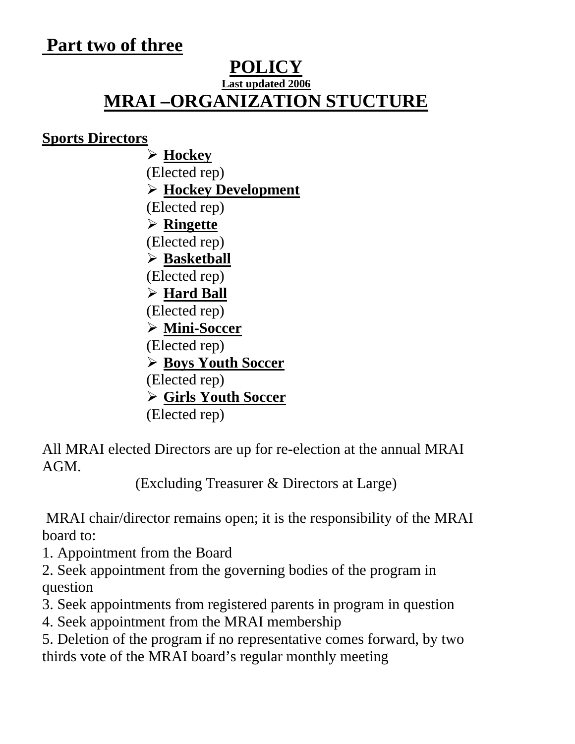**Part two of three**

# POLICY

**Last updated 2006**

## MRAI –ORGANIZATION STUCTURE

**Sports Directors**

- **Hockey**
  (Elected rep)
- **Hockey Development**
  (Elected rep)
- **Ringette**
  (Elected rep)
- **Basketball**
  (Elected rep)
- **Hard Ball**
  (Elected rep)
- **Mini-Soccer**
  (Elected rep)
- **Boys Youth Soccer**
  (Elected rep)
- **Girls Youth Soccer**
  (Elected rep)

All MRAI elected Directors are up for re-election at the annual MRAI AGM.

(Excluding Treasurer & Directors at Large)

MRAI chair/director remains open; it is the responsibility of the MRAI board to:

1. Appointment from the Board
2. Seek appointment from the governing bodies of the program in question
3. Seek appointments from registered parents in program in question
4. Seek appointment from the MRAI membership
5. Deletion of the program if no representative comes forward, by two thirds vote of the MRAI board's regular monthly meeting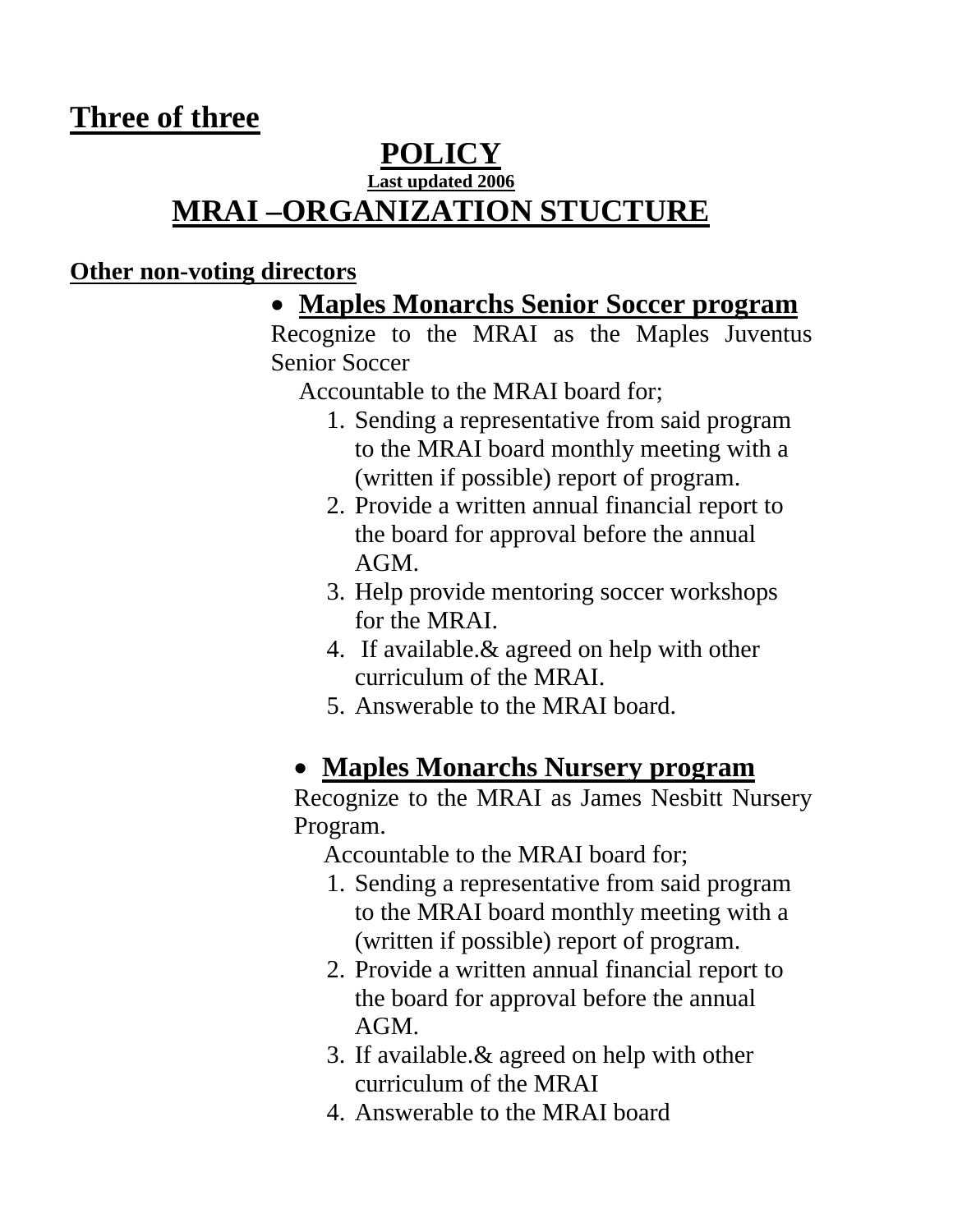**Three of three**

# POLICY

**Last updated 2006**

## MRAI –ORGANIZATION STUCTURE

**Other non-voting directors**

- **Maples Monarchs Senior Soccer program**

Recognize to the MRAI as the Maples Juventus Senior Soccer

Accountable to the MRAI board for;

1. Sending a representative from said program to the MRAI board monthly meeting with a (written if possible) report of program.
2. Provide a written annual financial report to the board for approval before the annual AGM.
3. Help provide mentoring soccer workshops for the MRAI.
4. If available.& agreed on help with other curriculum of the MRAI.
5. Answerable to the MRAI board.

- **Maples Monarchs Nursery program**

Recognize to the MRAI as James Nesbitt Nursery Program.

Accountable to the MRAI board for;

1. Sending a representative from said program to the MRAI board monthly meeting with a (written if possible) report of program.
2. Provide a written annual financial report to the board for approval before the annual AGM.
3. If available.& agreed on help with other curriculum of the MRAI
4. Answerable to the MRAI board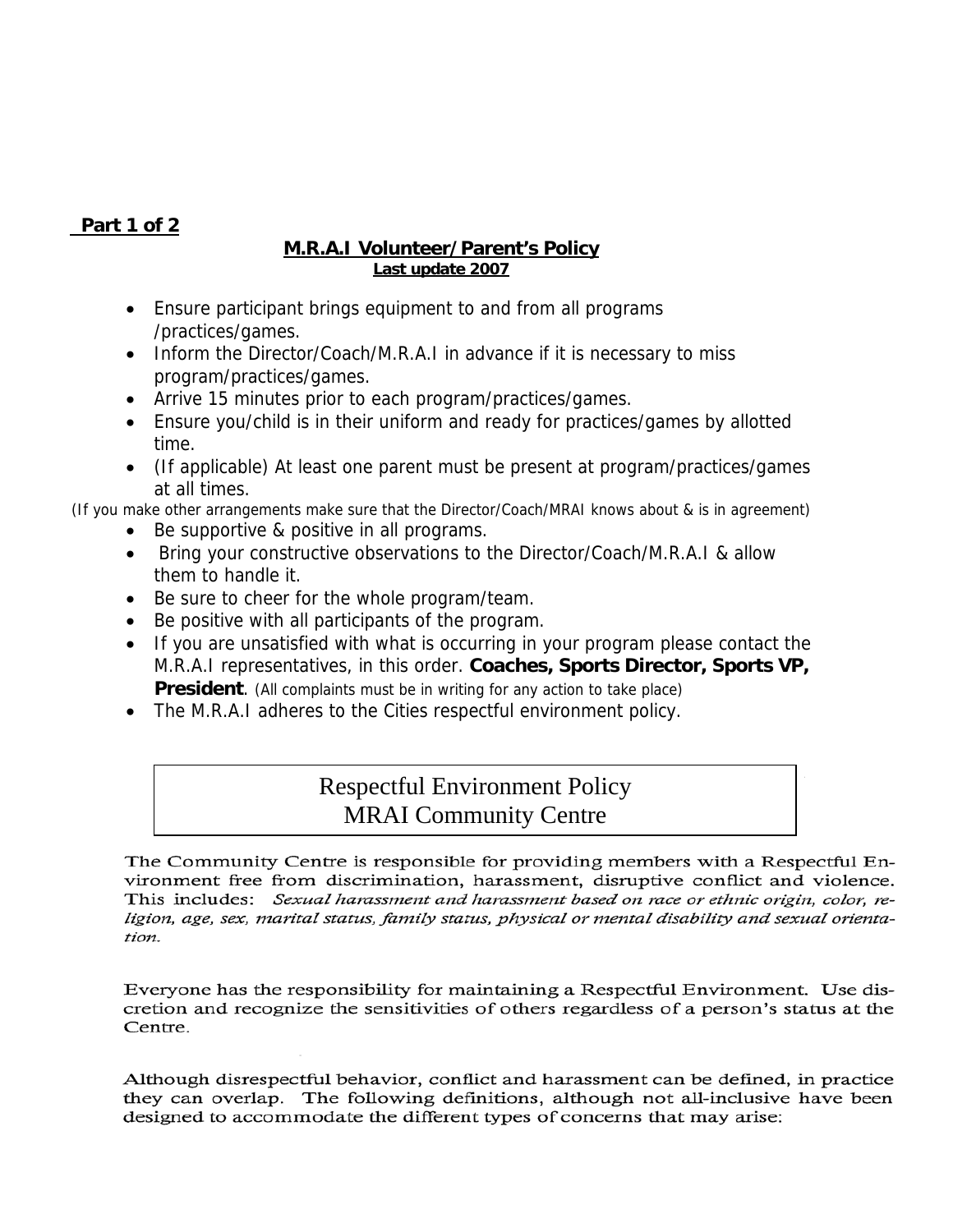**Part 1 of 2**

## M.R.A.I Volunteer/Parent's Policy

**Last update 2007**

- Ensure participant brings equipment to and from all programs /practices/games.
- Inform the Director/Coach/M.R.A.I in advance if it is necessary to miss program/practices/games.
- Arrive 15 minutes prior to each program/practices/games.
- Ensure you/child is in their uniform and ready for practices/games by allotted time.
- (If applicable) At least one parent must be present at program/practices/games at all times.

(If you make other arrangements make sure that the Director/Coach/MRAI knows about & is in agreement)

- Be supportive & positive in all programs.
- Bring your constructive observations to the Director/Coach/M.R.A.I & allow them to handle it.
- Be sure to cheer for the whole program/team.
- Be positive with all participants of the program.
- If you are unsatisfied with what is occurring in your program please contact the M.R.A.I representatives, in this order. **Coaches, Sports Director, Sports VP, President**. (All complaints must be in writing for any action to take place)
- The M.R.A.I adheres to the Cities respectful environment policy.

## Respectful Environment Policy
## MRAI Community Centre

The Community Centre is responsible for providing members with a Respectful Environment free from discrimination, harassment, disruptive conflict and violence. This includes: *Sexual harassment and harassment based on race or ethnic origin, color, religion, age, sex, marital status, family status, physical or mental disability and sexual orientation.*

Everyone has the responsibility for maintaining a Respectful Environment. Use discretion and recognize the sensitivities of others regardless of a person's status at the Centre.

Although disrespectful behavior, conflict and harassment can be defined, in practice they can overlap. The following definitions, although not all-inclusive have been designed to accommodate the different types of concerns that may arise: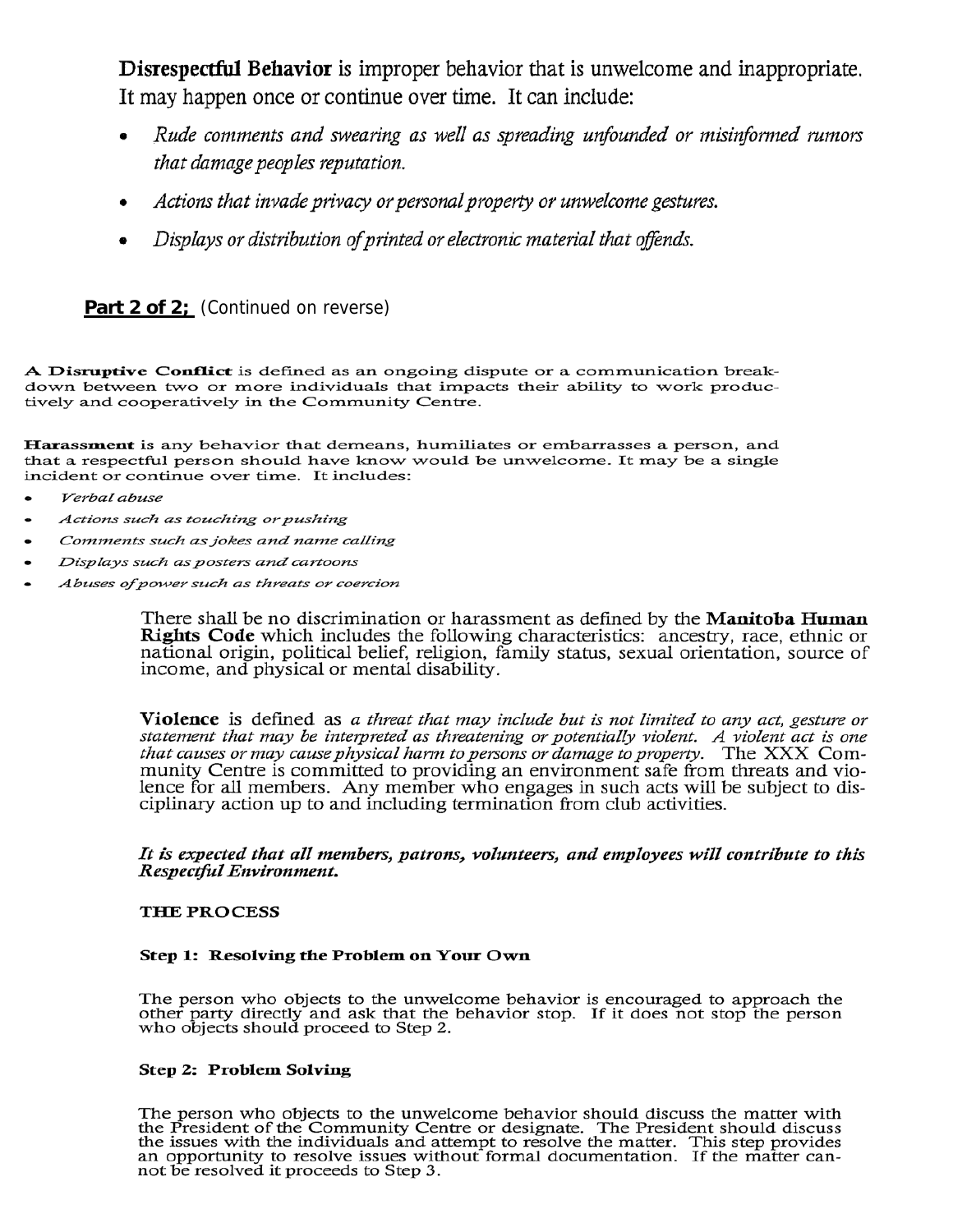**Disrespectful Behavior** is improper behavior that is unwelcome and inappropriate. It may happen once or continue over time. It can include:

- *Rude comments and swearing as well as spreading unfounded or misinformed rumors that damage peoples reputation.*
- *Actions that invade privacy or personal property or unwelcome gestures.*
- *Displays or distribution of printed or electronic material that offends.*

**Part 2 of 2;** (Continued on reverse)

**A Disruptive Conflict** is defined as an ongoing dispute or a communication breakdown between two or more individuals that impacts their ability to work productively and cooperatively in the Community Centre.

**Harassment** is any behavior that demeans, humiliates or embarrasses a person, and that a respectful person should have know would be unwelcome. It may be a single incident or continue over time. It includes:

- *Verbal abuse*
- *Actions such as touching or pushing*
- *Comments such as jokes and name calling*
- *Displays such as posters and cartoons*
- *Abuses of power such as threats or coercion*

There shall be no discrimination or harassment as defined by the **Manitoba Human Rights Code** which includes the following characteristics: ancestry, race, ethnic or national origin, political belief, religion, family status, sexual orientation, source of income, and physical or mental disability.

**Violence** is defined as *a threat that may include but is not limited to any act, gesture or statement that may be interpreted as threatening or potentially violent. A violent act is one that causes or may cause physical harm to persons or damage to property.* The XXX Community Centre is committed to providing an environment safe from threats and violence for all members. Any member who engages in such acts will be subject to disciplinary action up to and including termination from club activities.

***It is expected that all members, patrons, volunteers, and employees will contribute to this Respectful Environment.***

**THE PROCESS**

**Step 1: Resolving the Problem on Your Own**

The person who objects to the unwelcome behavior is encouraged to approach the other party directly and ask that the behavior stop. If it does not stop the person who objects should proceed to Step 2.

**Step 2: Problem Solving**

The person who objects to the unwelcome behavior should discuss the matter with the President of the Community Centre or designate. The President should discuss the issues with the individuals and attempt to resolve the matter. This step provides an opportunity to resolve issues without formal documentation. If the matter cannot be resolved it proceeds to Step 3.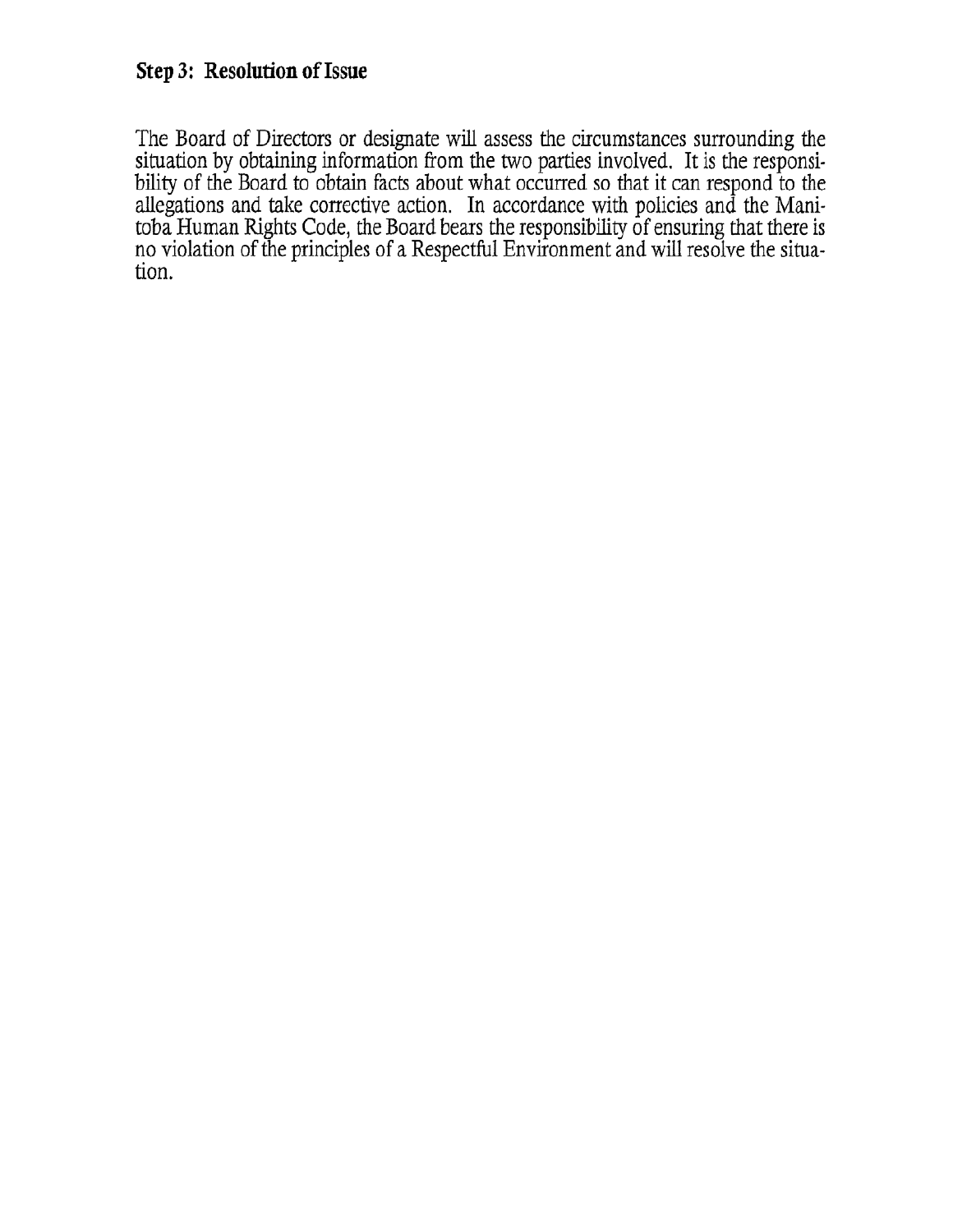### Step 3: Resolution of Issue

The Board of Directors or designate will assess the circumstances surrounding the situation by obtaining information from the two parties involved. It is the responsibility of the Board to obtain facts about what occurred so that it can respond to the allegations and take corrective action. In accordance with policies and the Manitoba Human Rights Code, the Board bears the responsibility of ensuring that there is no violation of the principles of a Respectful Environment and will resolve the situation.